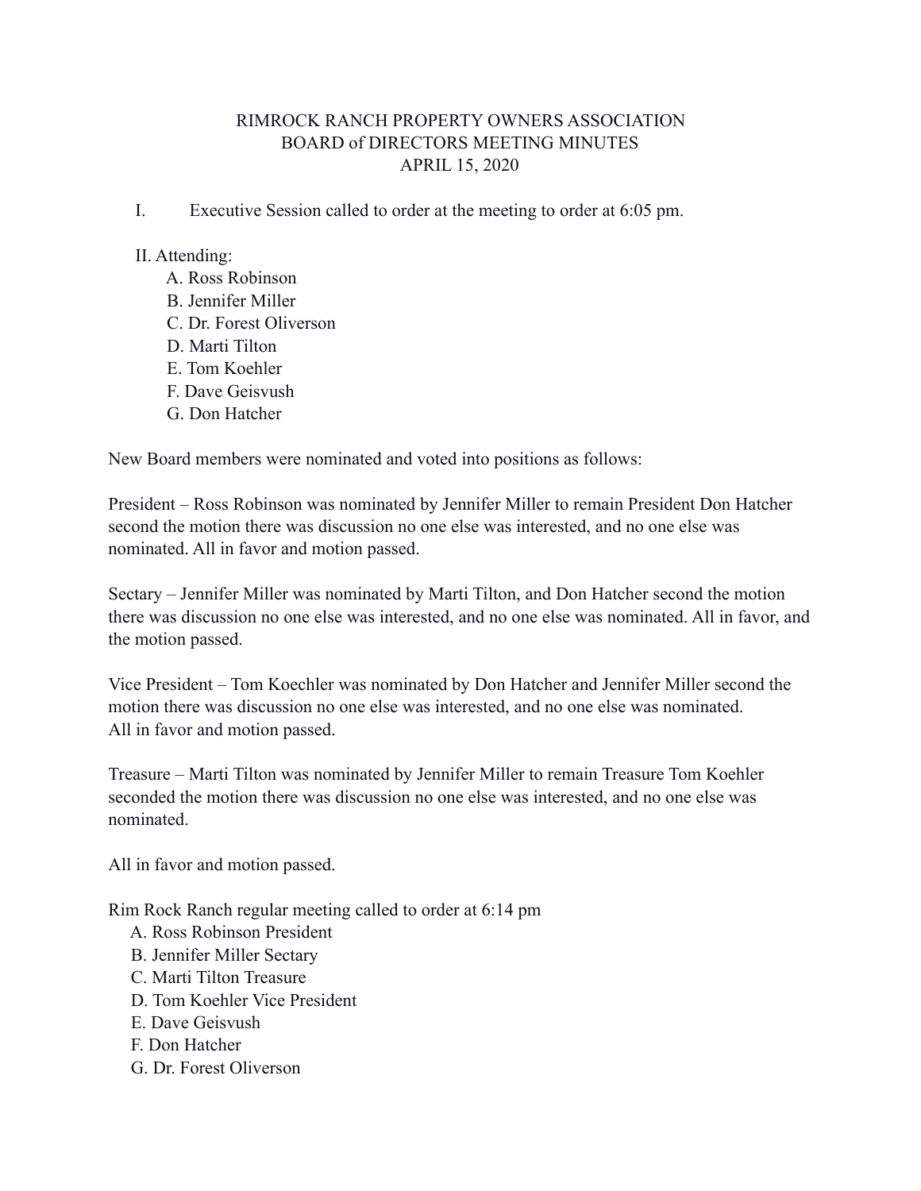# RIMROCK RANCH PROPERTY OWNERS ASSOCIATION
## BOARD of DIRECTORS MEETING MINUTES
### APRIL 15, 2020

I. Executive Session called to order at the meeting to order at 6:05 pm.

II. Attending:
   A. Ross Robinson
   B. Jennifer Miller
   C. Dr. Forest Oliverson
   D. Marti Tilton
   E. Tom Koehler
   F. Dave Geisvush
   G. Don Hatcher

New Board members were nominated and voted into positions as follows:

President – Ross Robinson was nominated by Jennifer Miller to remain President Don Hatcher second the motion there was discussion no one else was interested, and no one else was nominated. All in favor and motion passed.

Sectary – Jennifer Miller was nominated by Marti Tilton, and Don Hatcher second the motion there was discussion no one else was interested, and no one else was nominated. All in favor, and the motion passed.

Vice President – Tom Koechler was nominated by Don Hatcher and Jennifer Miller second the motion there was discussion no one else was interested, and no one else was nominated. All in favor and motion passed.

Treasure – Marti Tilton was nominated by Jennifer Miller to remain Treasure Tom Koehler seconded the motion there was discussion no one else was interested, and no one else was nominated.

All in favor and motion passed.

Rim Rock Ranch regular meeting called to order at 6:14 pm
   A. Ross Robinson President
   B. Jennifer Miller Sectary
   C. Marti Tilton Treasure
   D. Tom Koehler Vice President
   E. Dave Geisvush
   F. Don Hatcher
   G. Dr. Forest Oliverson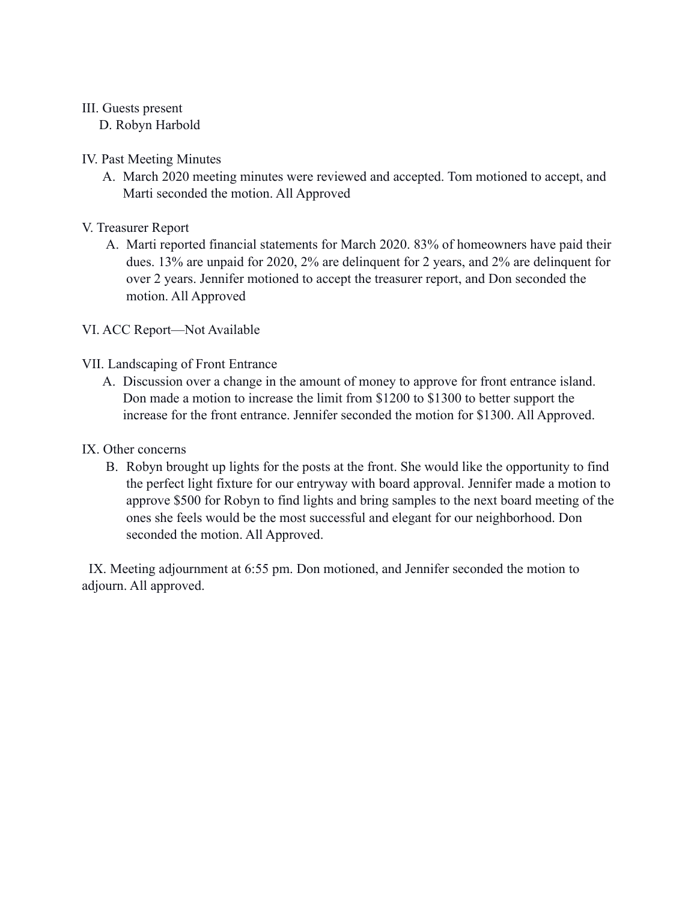III. Guests present

D. Robyn Harbold

IV. Past Meeting Minutes

A. March 2020 meeting minutes were reviewed and accepted. Tom motioned to accept, and Marti seconded the motion. All Approved

V. Treasurer Report

A. Marti reported financial statements for March 2020. 83% of homeowners have paid their dues. 13% are unpaid for 2020, 2% are delinquent for 2 years, and 2% are delinquent for over 2 years. Jennifer motioned to accept the treasurer report, and Don seconded the motion. All Approved

VI. ACC Report—Not Available

VII. Landscaping of Front Entrance

A. Discussion over a change in the amount of money to approve for front entrance island. Don made a motion to increase the limit from $1200 to $1300 to better support the increase for the front entrance. Jennifer seconded the motion for $1300. All Approved.

IX. Other concerns

B. Robyn brought up lights for the posts at the front. She would like the opportunity to find the perfect light fixture for our entryway with board approval. Jennifer made a motion to approve $500 for Robyn to find lights and bring samples to the next board meeting of the ones she feels would be the most successful and elegant for our neighborhood. Don seconded the motion. All Approved.

IX. Meeting adjournment at 6:55 pm. Don motioned, and Jennifer seconded the motion to adjourn. All approved.